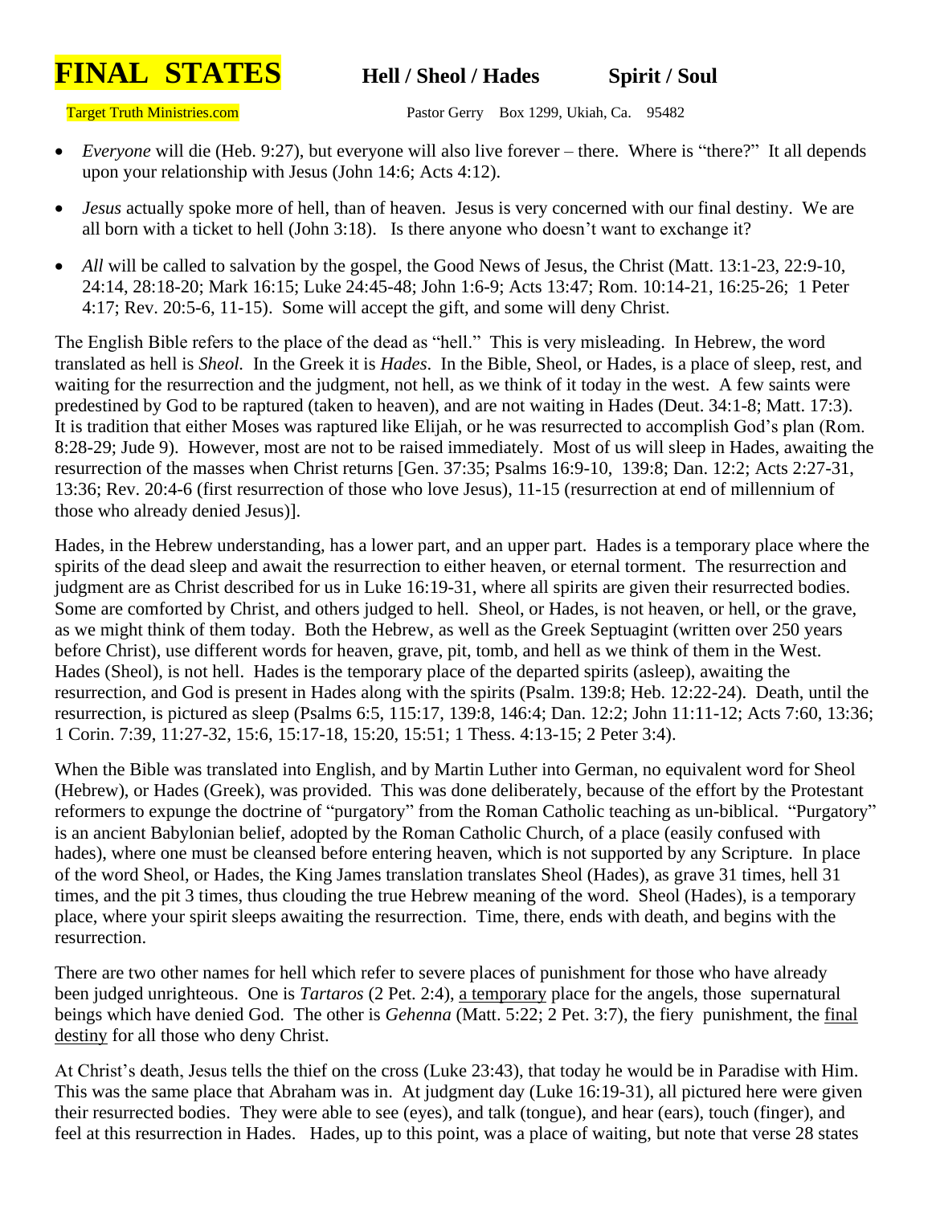# FINAL STATES    Hell / Sheol / Hades    Spirit / Soul

Target Truth Ministries.com    Pastor Gerry  Box 1299, Ukiah, Ca.  95482

- *Everyone* will die (Heb. 9:27), but everyone will also live forever – there. Where is "there?" It all depends upon your relationship with Jesus (John 14:6; Acts 4:12).
- *Jesus* actually spoke more of hell, than of heaven. Jesus is very concerned with our final destiny. We are all born with a ticket to hell (John 3:18). Is there anyone who doesn't want to exchange it?
- *All* will be called to salvation by the gospel, the Good News of Jesus, the Christ (Matt. 13:1-23, 22:9-10, 24:14, 28:18-20; Mark 16:15; Luke 24:45-48; John 1:6-9; Acts 13:47; Rom. 10:14-21, 16:25-26; 1 Peter 4:17; Rev. 20:5-6, 11-15). Some will accept the gift, and some will deny Christ.

The English Bible refers to the place of the dead as "hell." This is very misleading. In Hebrew, the word translated as hell is *Sheol*. In the Greek it is *Hades*. In the Bible, Sheol, or Hades, is a place of sleep, rest, and waiting for the resurrection and the judgment, not hell, as we think of it today in the west. A few saints were predestined by God to be raptured (taken to heaven), and are not waiting in Hades (Deut. 34:1-8; Matt. 17:3). It is tradition that either Moses was raptured like Elijah, or he was resurrected to accomplish God's plan (Rom. 8:28-29; Jude 9). However, most are not to be raised immediately. Most of us will sleep in Hades, awaiting the resurrection of the masses when Christ returns [Gen. 37:35; Psalms 16:9-10, 139:8; Dan. 12:2; Acts 2:27-31, 13:36; Rev. 20:4-6 (first resurrection of those who love Jesus), 11-15 (resurrection at end of millennium of those who already denied Jesus)].

Hades, in the Hebrew understanding, has a lower part, and an upper part. Hades is a temporary place where the spirits of the dead sleep and await the resurrection to either heaven, or eternal torment. The resurrection and judgment are as Christ described for us in Luke 16:19-31, where all spirits are given their resurrected bodies. Some are comforted by Christ, and others judged to hell. Sheol, or Hades, is not heaven, or hell, or the grave, as we might think of them today. Both the Hebrew, as well as the Greek Septuagint (written over 250 years before Christ), use different words for heaven, grave, pit, tomb, and hell as we think of them in the West. Hades (Sheol), is not hell. Hades is the temporary place of the departed spirits (asleep), awaiting the resurrection, and God is present in Hades along with the spirits (Psalm. 139:8; Heb. 12:22-24). Death, until the resurrection, is pictured as sleep (Psalms 6:5, 115:17, 139:8, 146:4; Dan. 12:2; John 11:11-12; Acts 7:60, 13:36; 1 Corin. 7:39, 11:27-32, 15:6, 15:17-18, 15:20, 15:51; 1 Thess. 4:13-15; 2 Peter 3:4).

When the Bible was translated into English, and by Martin Luther into German, no equivalent word for Sheol (Hebrew), or Hades (Greek), was provided. This was done deliberately, because of the effort by the Protestant reformers to expunge the doctrine of "purgatory" from the Roman Catholic teaching as un-biblical. "Purgatory" is an ancient Babylonian belief, adopted by the Roman Catholic Church, of a place (easily confused with hades), where one must be cleansed before entering heaven, which is not supported by any Scripture. In place of the word Sheol, or Hades, the King James translation translates Sheol (Hades), as grave 31 times, hell 31 times, and the pit 3 times, thus clouding the true Hebrew meaning of the word. Sheol (Hades), is a temporary place, where your spirit sleeps awaiting the resurrection. Time, there, ends with death, and begins with the resurrection.

There are two other names for hell which refer to severe places of punishment for those who have already been judged unrighteous. One is *Tartaros* (2 Pet. 2:4), <u>a temporary</u> place for the angels, those supernatural beings which have denied God. The other is *Gehenna* (Matt. 5:22; 2 Pet. 3:7), the fiery punishment, the <u>final destiny</u> for all those who deny Christ.

At Christ's death, Jesus tells the thief on the cross (Luke 23:43), that today he would be in Paradise with Him. This was the same place that Abraham was in. At judgment day (Luke 16:19-31), all pictured here were given their resurrected bodies. They were able to see (eyes), and talk (tongue), and hear (ears), touch (finger), and feel at this resurrection in Hades. Hades, up to this point, was a place of waiting, but note that verse 28 states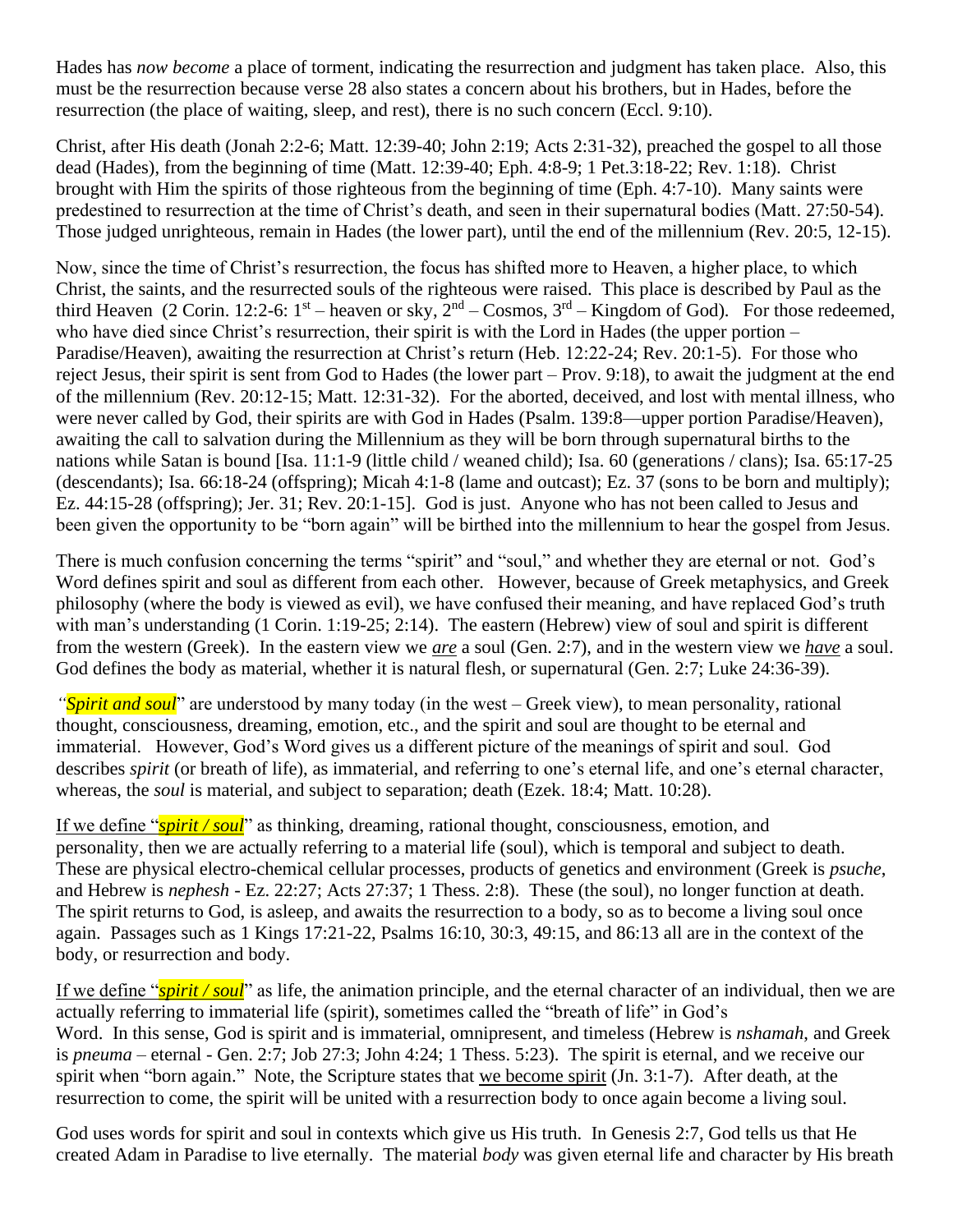Hades has *now become* a place of torment, indicating the resurrection and judgment has taken place. Also, this must be the resurrection because verse 28 also states a concern about his brothers, but in Hades, before the resurrection (the place of waiting, sleep, and rest), there is no such concern (Eccl. 9:10).

Christ, after His death (Jonah 2:2-6; Matt. 12:39-40; John 2:19; Acts 2:31-32), preached the gospel to all those dead (Hades), from the beginning of time (Matt. 12:39-40; Eph. 4:8-9; 1 Pet.3:18-22; Rev. 1:18). Christ brought with Him the spirits of those righteous from the beginning of time (Eph. 4:7-10). Many saints were predestined to resurrection at the time of Christ's death, and seen in their supernatural bodies (Matt. 27:50-54). Those judged unrighteous, remain in Hades (the lower part), until the end of the millennium (Rev. 20:5, 12-15).

Now, since the time of Christ's resurrection, the focus has shifted more to Heaven, a higher place, to which Christ, the saints, and the resurrected souls of the righteous were raised. This place is described by Paul as the third Heaven (2 Corin. 12:2-6: 1st – heaven or sky, 2nd – Cosmos, 3rd – Kingdom of God). For those redeemed, who have died since Christ's resurrection, their spirit is with the Lord in Hades (the upper portion – Paradise/Heaven), awaiting the resurrection at Christ's return (Heb. 12:22-24; Rev. 20:1-5). For those who reject Jesus, their spirit is sent from God to Hades (the lower part – Prov. 9:18), to await the judgment at the end of the millennium (Rev. 20:12-15; Matt. 12:31-32). For the aborted, deceived, and lost with mental illness, who were never called by God, their spirits are with God in Hades (Psalm. 139:8—upper portion Paradise/Heaven), awaiting the call to salvation during the Millennium as they will be born through supernatural births to the nations while Satan is bound [Isa. 11:1-9 (little child / weaned child); Isa. 60 (generations / clans); Isa. 65:17-25 (descendants); Isa. 66:18-24 (offspring); Micah 4:1-8 (lame and outcast); Ez. 37 (sons to be born and multiply); Ez. 44:15-28 (offspring); Jer. 31; Rev. 20:1-15]. God is just. Anyone who has not been called to Jesus and been given the opportunity to be "born again" will be birthed into the millennium to hear the gospel from Jesus.

There is much confusion concerning the terms "spirit" and "soul," and whether they are eternal or not. God's Word defines spirit and soul as different from each other. However, because of Greek metaphysics, and Greek philosophy (where the body is viewed as evil), we have confused their meaning, and have replaced God's truth with man's understanding (1 Corin. 1:19-25; 2:14). The eastern (Hebrew) view of soul and spirit is different from the western (Greek). In the eastern view we ***are*** a soul (Gen. 2:7), and in the western view we ***have*** a soul. God defines the body as material, whether it is natural flesh, or supernatural (Gen. 2:7; Luke 24:36-39).

"***Spirit and soul***" are understood by many today (in the west – Greek view), to mean personality, rational thought, consciousness, dreaming, emotion, etc., and the spirit and soul are thought to be eternal and immaterial. However, God's Word gives us a different picture of the meanings of spirit and soul. God describes *spirit* (or breath of life), as immaterial, and referring to one's eternal life, and one's eternal character, whereas, the *soul* is material, and subject to separation; death (Ezek. 18:4; Matt. 10:28).

If we define "***spirit / soul***" as thinking, dreaming, rational thought, consciousness, emotion, and personality, then we are actually referring to a material life (soul), which is temporal and subject to death. These are physical electro-chemical cellular processes, products of genetics and environment (Greek is *psuche*, and Hebrew is *nephesh* - Ez. 22:27; Acts 27:37; 1 Thess. 2:8). These (the soul), no longer function at death. The spirit returns to God, is asleep, and awaits the resurrection to a body, so as to become a living soul once again. Passages such as 1 Kings 17:21-22, Psalms 16:10, 30:3, 49:15, and 86:13 all are in the context of the body, or resurrection and body.

If we define "***spirit / soul***" as life, the animation principle, and the eternal character of an individual, then we are actually referring to immaterial life (spirit), sometimes called the "breath of life" in God's Word. In this sense, God is spirit and is immaterial, omnipresent, and timeless (Hebrew is *nshamah*, and Greek is *pneuma* – eternal - Gen. 2:7; Job 27:3; John 4:24; 1 Thess. 5:23). The spirit is eternal, and we receive our spirit when "born again." Note, the Scripture states that we become spirit (Jn. 3:1-7). After death, at the resurrection to come, the spirit will be united with a resurrection body to once again become a living soul.

God uses words for spirit and soul in contexts which give us His truth. In Genesis 2:7, God tells us that He created Adam in Paradise to live eternally. The material *body* was given eternal life and character by His breath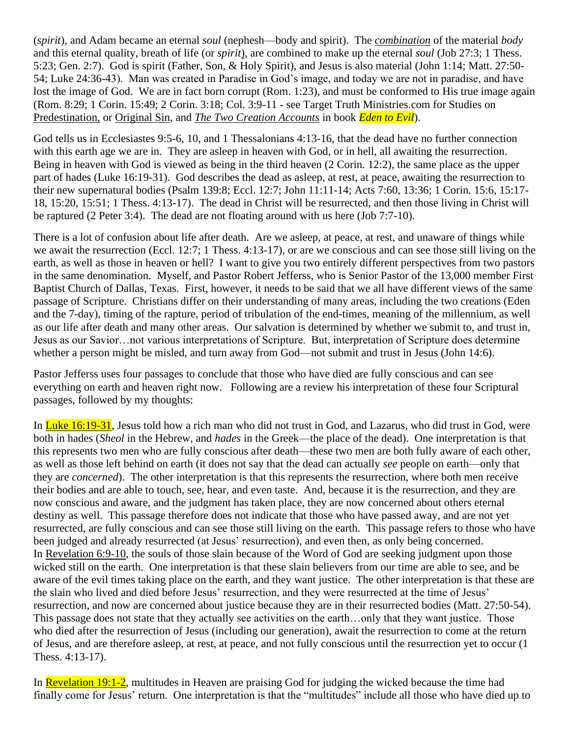(*spirit*), and Adam became an eternal *soul* (nephesh—body and spirit). The *combination* of the material *body* and this eternal quality, breath of life (or *spirit*), are combined to make up the eternal *soul* (Job 27:3; 1 Thess. 5:23; Gen. 2:7). God is spirit (Father, Son, & Holy Spirit), and Jesus is also material (John 1:14; Matt. 27:50-54; Luke 24:36-43). Man was created in Paradise in God's image, and today we are not in paradise, and have lost the image of God. We are in fact born corrupt (Rom. 1:23), and must be conformed to His true image again (Rom. 8:29; 1 Corin. 15:49; 2 Corin. 3:18; Col. 3:9-11 - see Target Truth Ministries.com for Studies on Predestination, or Original Sin, and *The Two Creation Accounts* in book *Eden to Evil*).

God tells us in Ecclesiastes 9:5-6, 10, and 1 Thessalonians 4:13-16, that the dead have no further connection with this earth age we are in. They are asleep in heaven with God, or in hell, all awaiting the resurrection. Being in heaven with God is viewed as being in the third heaven (2 Corin. 12:2), the same place as the upper part of hades (Luke 16:19-31). God describes the dead as asleep, at rest, at peace, awaiting the resurrection to their new supernatural bodies (Psalm 139:8; Eccl. 12:7; John 11:11-14; Acts 7:60, 13:36; 1 Corin. 15:6, 15:17-18, 15:20, 15:51; 1 Thess. 4:13-17). The dead in Christ will be resurrected, and then those living in Christ will be raptured (2 Peter 3:4). The dead are not floating around with us here (Job 7:7-10).

There is a lot of confusion about life after death. Are we asleep, at peace, at rest, and unaware of things while we await the resurrection (Eccl. 12:7; 1 Thess. 4:13-17), or are we conscious and can see those still living on the earth, as well as those in heaven or hell? I want to give you two entirely different perspectives from two pastors in the same denomination. Myself, and Pastor Robert Jefferss, who is Senior Pastor of the 13,000 member First Baptist Church of Dallas, Texas. First, however, it needs to be said that we all have different views of the same passage of Scripture. Christians differ on their understanding of many areas, including the two creations (Eden and the 7-day), timing of the rapture, period of tribulation of the end-times, meaning of the millennium, as well as our life after death and many other areas. Our salvation is determined by whether we submit to, and trust in, Jesus as our Savior…not various interpretations of Scripture. But, interpretation of Scripture does determine whether a person might be misled, and turn away from God—not submit and trust in Jesus (John 14:6).

Pastor Jefferss uses four passages to conclude that those who have died are fully conscious and can see everything on earth and heaven right now. Following are a review his interpretation of these four Scriptural passages, followed by my thoughts:

In Luke 16:19-31, Jesus told how a rich man who did not trust in God, and Lazarus, who did trust in God, were both in hades (*Sheol* in the Hebrew, and *hades* in the Greek—the place of the dead). One interpretation is that this represents two men who are fully conscious after death—these two men are both fully aware of each other, as well as those left behind on earth (it does not say that the dead can actually *see* people on earth—only that they are *concerned*). The other interpretation is that this represents the resurrection, where both men receive their bodies and are able to touch, see, hear, and even taste. And, because it is the resurrection, and they are now conscious and aware, and the judgment has taken place, they are now concerned about others eternal destiny as well. This passage therefore does not indicate that those who have passed away, and are not yet resurrected, are fully conscious and can see those still living on the earth. This passage refers to those who have been judged and already resurrected (at Jesus' resurrection), and even then, as only being concerned.

In Revelation 6:9-10, the souls of those slain because of the Word of God are seeking judgment upon those wicked still on the earth. One interpretation is that these slain believers from our time are able to see, and be aware of the evil times taking place on the earth, and they want justice. The other interpretation is that these are the slain who lived and died before Jesus' resurrection, and they were resurrected at the time of Jesus' resurrection, and now are concerned about justice because they are in their resurrected bodies (Matt. 27:50-54). This passage does not state that they actually see activities on the earth…only that they want justice. Those who died after the resurrection of Jesus (including our generation), await the resurrection to come at the return of Jesus, and are therefore asleep, at rest, at peace, and not fully conscious until the resurrection yet to occur (1 Thess. 4:13-17).

In Revelation 19:1-2, multitudes in Heaven are praising God for judging the wicked because the time had finally come for Jesus' return. One interpretation is that the "multitudes" include all those who have died up to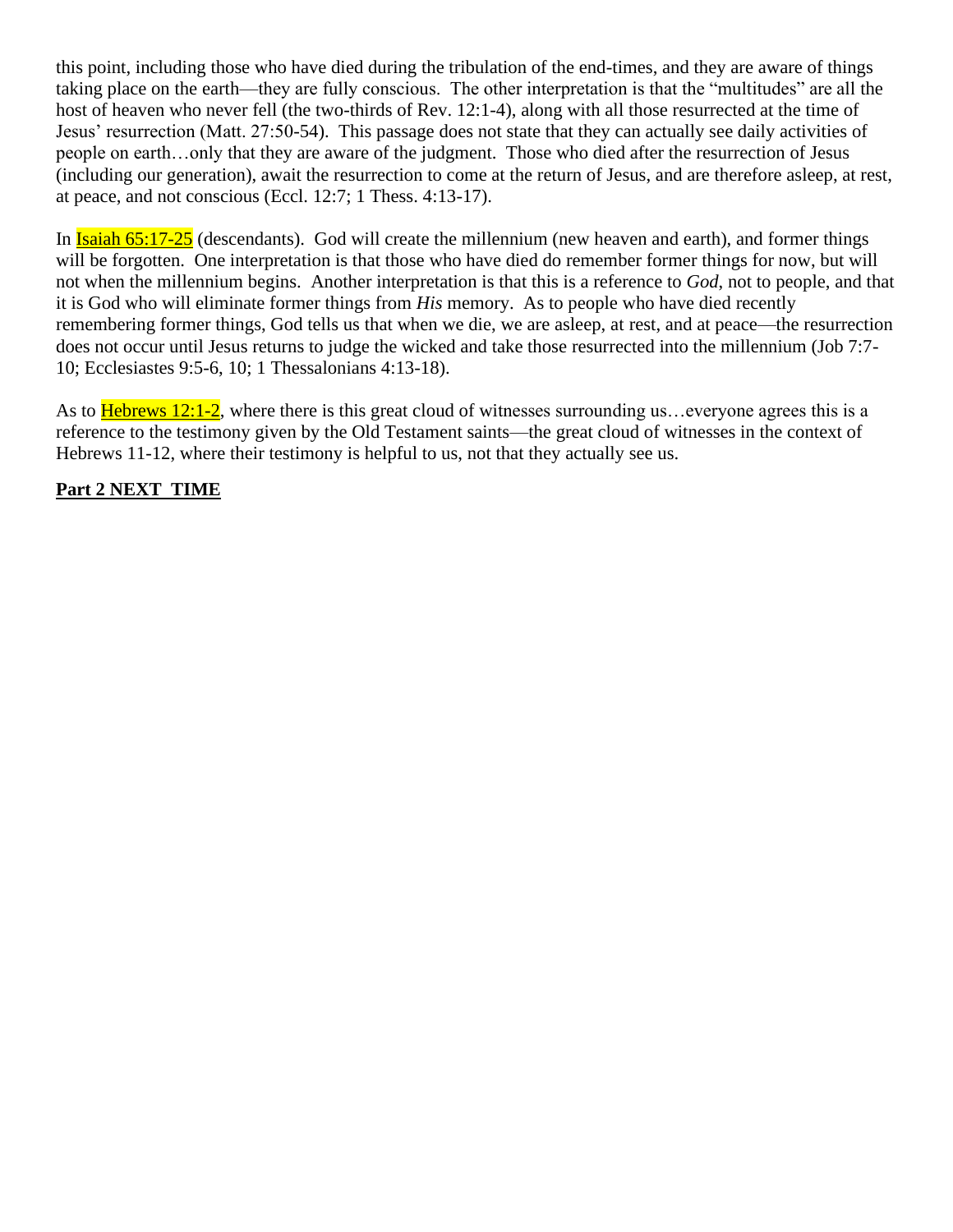this point, including those who have died during the tribulation of the end-times, and they are aware of things taking place on the earth—they are fully conscious. The other interpretation is that the "multitudes" are all the host of heaven who never fell (the two-thirds of Rev. 12:1-4), along with all those resurrected at the time of Jesus' resurrection (Matt. 27:50-54). This passage does not state that they can actually see daily activities of people on earth…only that they are aware of the judgment. Those who died after the resurrection of Jesus (including our generation), await the resurrection to come at the return of Jesus, and are therefore asleep, at rest, at peace, and not conscious (Eccl. 12:7; 1 Thess. 4:13-17).

In Isaiah 65:17-25 (descendants). God will create the millennium (new heaven and earth), and former things will be forgotten. One interpretation is that those who have died do remember former things for now, but will not when the millennium begins. Another interpretation is that this is a reference to *God*, not to people, and that it is God who will eliminate former things from *His* memory. As to people who have died recently remembering former things, God tells us that when we die, we are asleep, at rest, and at peace—the resurrection does not occur until Jesus returns to judge the wicked and take those resurrected into the millennium (Job 7:7-10; Ecclesiastes 9:5-6, 10; 1 Thessalonians 4:13-18).

As to Hebrews 12:1-2, where there is this great cloud of witnesses surrounding us…everyone agrees this is a reference to the testimony given by the Old Testament saints—the great cloud of witnesses in the context of Hebrews 11-12, where their testimony is helpful to us, not that they actually see us.

**Part 2 NEXT TIME**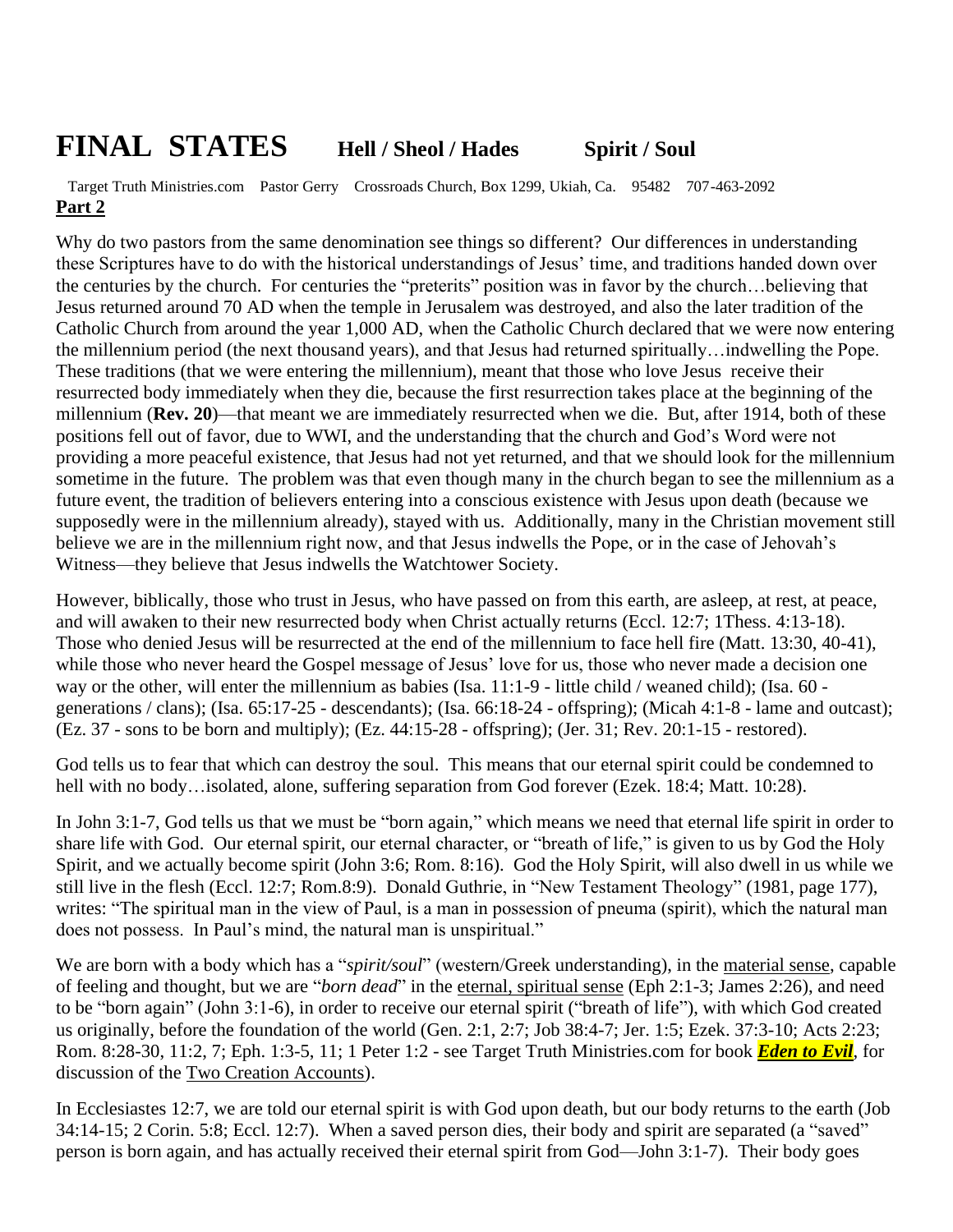# FINAL STATES **Hell / Sheol / Hades** **Spirit / Soul**

Target Truth Ministries.com Pastor Gerry Crossroads Church, Box 1299, Ukiah, Ca. 95482 707-463-2092

**Part 2**

Why do two pastors from the same denomination see things so different? Our differences in understanding these Scriptures have to do with the historical understandings of Jesus' time, and traditions handed down over the centuries by the church. For centuries the "preterits" position was in favor by the church…believing that Jesus returned around 70 AD when the temple in Jerusalem was destroyed, and also the later tradition of the Catholic Church from around the year 1,000 AD, when the Catholic Church declared that we were now entering the millennium period (the next thousand years), and that Jesus had returned spiritually…indwelling the Pope. These traditions (that we were entering the millennium), meant that those who love Jesus receive their resurrected body immediately when they die, because the first resurrection takes place at the beginning of the millennium (**Rev. 20**)—that meant we are immediately resurrected when we die. But, after 1914, both of these positions fell out of favor, due to WWI, and the understanding that the church and God's Word were not providing a more peaceful existence, that Jesus had not yet returned, and that we should look for the millennium sometime in the future. The problem was that even though many in the church began to see the millennium as a future event, the tradition of believers entering into a conscious existence with Jesus upon death (because we supposedly were in the millennium already), stayed with us. Additionally, many in the Christian movement still believe we are in the millennium right now, and that Jesus indwells the Pope, or in the case of Jehovah's Witness—they believe that Jesus indwells the Watchtower Society.

However, biblically, those who trust in Jesus, who have passed on from this earth, are asleep, at rest, at peace, and will awaken to their new resurrected body when Christ actually returns (Eccl. 12:7; 1Thess. 4:13-18). Those who denied Jesus will be resurrected at the end of the millennium to face hell fire (Matt. 13:30, 40-41), while those who never heard the Gospel message of Jesus' love for us, those who never made a decision one way or the other, will enter the millennium as babies (Isa. 11:1-9 - little child / weaned child); (Isa. 60 - generations / clans); (Isa. 65:17-25 - descendants); (Isa. 66:18-24 - offspring); (Micah 4:1-8 - lame and outcast); (Ez. 37 - sons to be born and multiply); (Ez. 44:15-28 - offspring); (Jer. 31; Rev. 20:1-15 - restored).

God tells us to fear that which can destroy the soul. This means that our eternal spirit could be condemned to hell with no body…isolated, alone, suffering separation from God forever (Ezek. 18:4; Matt. 10:28).

In John 3:1-7, God tells us that we must be "born again," which means we need that eternal life spirit in order to share life with God. Our eternal spirit, our eternal character, or "breath of life," is given to us by God the Holy Spirit, and we actually become spirit (John 3:6; Rom. 8:16). God the Holy Spirit, will also dwell in us while we still live in the flesh (Eccl. 12:7; Rom.8:9). Donald Guthrie, in "New Testament Theology" (1981, page 177), writes: "The spiritual man in the view of Paul, is a man in possession of pneuma (spirit), which the natural man does not possess. In Paul's mind, the natural man is unspiritual."

We are born with a body which has a "*spirit/soul*" (western/Greek understanding), in the <u>material sense</u>, capable of feeling and thought, but we are "*born dead*" in the <u>eternal, spiritual sense</u> (Eph 2:1-3; James 2:26), and need to be "born again" (John 3:1-6), in order to receive our eternal spirit ("breath of life"), with which God created us originally, before the foundation of the world (Gen. 2:1, 2:7; Job 38:4-7; Jer. 1:5; Ezek. 37:3-10; Acts 2:23; Rom. 8:28-30, 11:2, 7; Eph. 1:3-5, 11; 1 Peter 1:2 - see Target Truth Ministries.com for book ***<u>Eden to Evil</u>***, for discussion of the <u>Two Creation Accounts</u>).

In Ecclesiastes 12:7, we are told our eternal spirit is with God upon death, but our body returns to the earth (Job 34:14-15; 2 Corin. 5:8; Eccl. 12:7). When a saved person dies, their body and spirit are separated (a "saved" person is born again, and has actually received their eternal spirit from God—John 3:1-7). Their body goes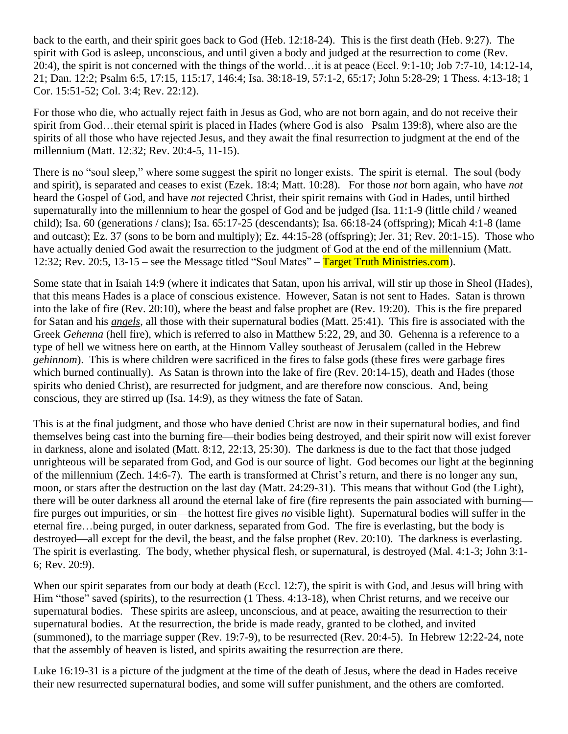back to the earth, and their spirit goes back to God (Heb. 12:18-24). This is the first death (Heb. 9:27). The spirit with God is asleep, unconscious, and until given a body and judged at the resurrection to come (Rev. 20:4), the spirit is not concerned with the things of the world…it is at peace (Eccl. 9:1-10; Job 7:7-10, 14:12-14, 21; Dan. 12:2; Psalm 6:5, 17:15, 115:17, 146:4; Isa. 38:18-19, 57:1-2, 65:17; John 5:28-29; 1 Thess. 4:13-18; 1 Cor. 15:51-52; Col. 3:4; Rev. 22:12).

For those who die, who actually reject faith in Jesus as God, who are not born again, and do not receive their spirit from God…their eternal spirit is placed in Hades (where God is also– Psalm 139:8), where also are the spirits of all those who have rejected Jesus, and they await the final resurrection to judgment at the end of the millennium (Matt. 12:32; Rev. 20:4-5, 11-15).

There is no "soul sleep," where some suggest the spirit no longer exists. The spirit is eternal. The soul (body and spirit), is separated and ceases to exist (Ezek. 18:4; Matt. 10:28). For those *not* born again, who have *not* heard the Gospel of God, and have *not* rejected Christ, their spirit remains with God in Hades, until birthed supernaturally into the millennium to hear the gospel of God and be judged (Isa. 11:1-9 (little child / weaned child); Isa. 60 (generations / clans); Isa. 65:17-25 (descendants); Isa. 66:18-24 (offspring); Micah 4:1-8 (lame and outcast); Ez. 37 (sons to be born and multiply); Ez. 44:15-28 (offspring); Jer. 31; Rev. 20:1-15). Those who have actually denied God await the resurrection to the judgment of God at the end of the millennium (Matt. 12:32; Rev. 20:5, 13-15 – see the Message titled "Soul Mates" – Target Truth Ministries.com).

Some state that in Isaiah 14:9 (where it indicates that Satan, upon his arrival, will stir up those in Sheol (Hades), that this means Hades is a place of conscious existence. However, Satan is not sent to Hades. Satan is thrown into the lake of fire (Rev. 20:10), where the beast and false prophet are (Rev. 19:20). This is the fire prepared for Satan and his ***angels***, all those with their supernatural bodies (Matt. 25:41). This fire is associated with the Greek *Gehenna* (hell fire), which is referred to also in Matthew 5:22, 29, and 30. Gehenna is a reference to a type of hell we witness here on earth, at the Hinnom Valley southeast of Jerusalem (called in the Hebrew *gehinnom*). This is where children were sacrificed in the fires to false gods (these fires were garbage fires which burned continually). As Satan is thrown into the lake of fire (Rev. 20:14-15), death and Hades (those spirits who denied Christ), are resurrected for judgment, and are therefore now conscious. And, being conscious, they are stirred up (Isa. 14:9), as they witness the fate of Satan.

This is at the final judgment, and those who have denied Christ are now in their supernatural bodies, and find themselves being cast into the burning fire—their bodies being destroyed, and their spirit now will exist forever in darkness, alone and isolated (Matt. 8:12, 22:13, 25:30). The darkness is due to the fact that those judged unrighteous will be separated from God, and God is our source of light. God becomes our light at the beginning of the millennium (Zech. 14:6-7). The earth is transformed at Christ's return, and there is no longer any sun, moon, or stars after the destruction on the last day (Matt. 24:29-31). This means that without God (the Light), there will be outer darkness all around the eternal lake of fire (fire represents the pain associated with burning—fire purges out impurities, or sin—the hottest fire gives *no* visible light). Supernatural bodies will suffer in the eternal fire…being purged, in outer darkness, separated from God. The fire is everlasting, but the body is destroyed—all except for the devil, the beast, and the false prophet (Rev. 20:10). The darkness is everlasting. The spirit is everlasting. The body, whether physical flesh, or supernatural, is destroyed (Mal. 4:1-3; John 3:1-6; Rev. 20:9).

When our spirit separates from our body at death (Eccl. 12:7), the spirit is with God, and Jesus will bring with Him "those" saved (spirits), to the resurrection (1 Thess. 4:13-18), when Christ returns, and we receive our supernatural bodies. These spirits are asleep, unconscious, and at peace, awaiting the resurrection to their supernatural bodies. At the resurrection, the bride is made ready, granted to be clothed, and invited (summoned), to the marriage supper (Rev. 19:7-9), to be resurrected (Rev. 20:4-5). In Hebrew 12:22-24, note that the assembly of heaven is listed, and spirits awaiting the resurrection are there.

Luke 16:19-31 is a picture of the judgment at the time of the death of Jesus, where the dead in Hades receive their new resurrected supernatural bodies, and some will suffer punishment, and the others are comforted.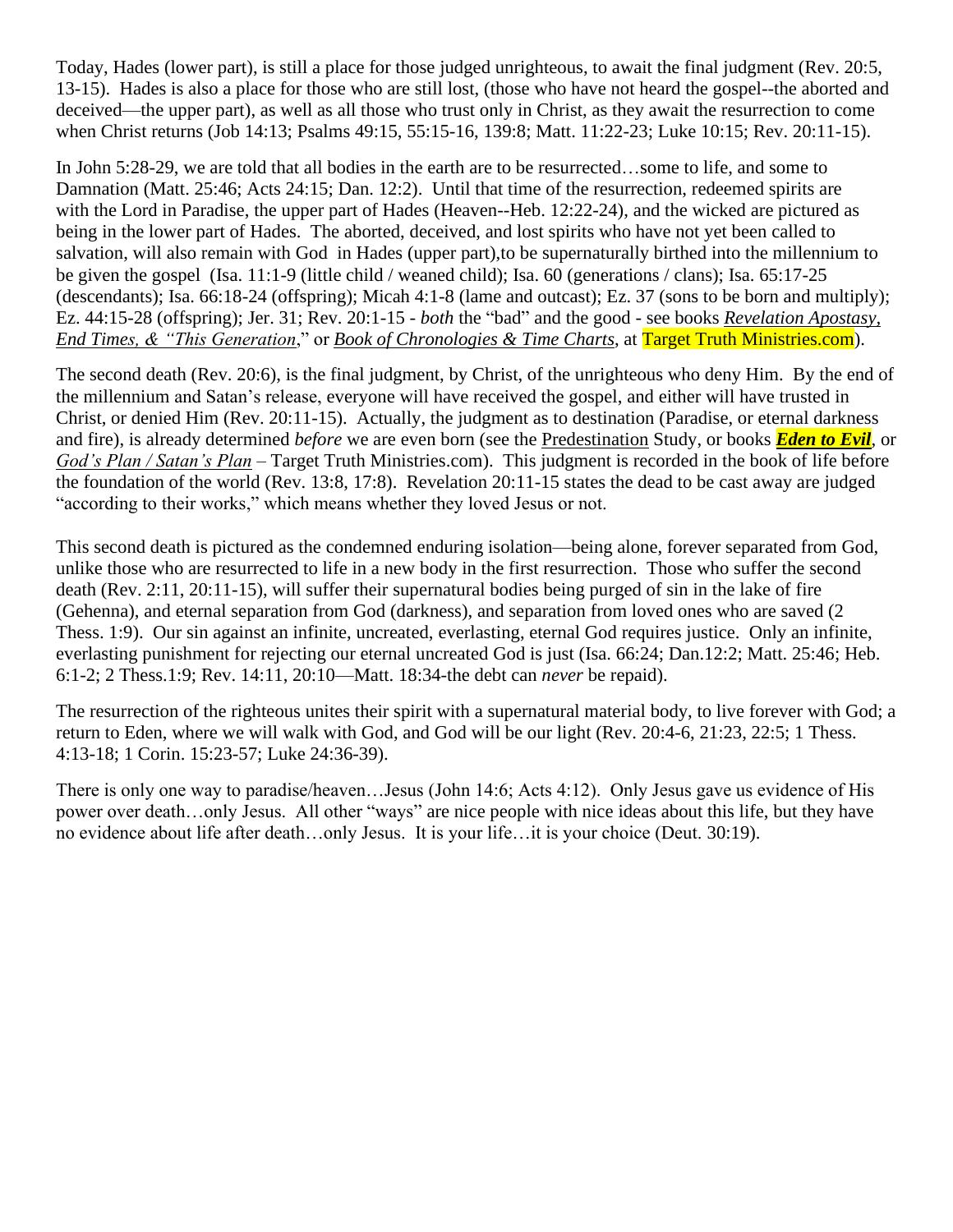Today, Hades (lower part), is still a place for those judged unrighteous, to await the final judgment (Rev. 20:5, 13-15). Hades is also a place for those who are still lost, (those who have not heard the gospel--the aborted and deceived—the upper part), as well as all those who trust only in Christ, as they await the resurrection to come when Christ returns (Job 14:13; Psalms 49:15, 55:15-16, 139:8; Matt. 11:22-23; Luke 10:15; Rev. 20:11-15).

In John 5:28-29, we are told that all bodies in the earth are to be resurrected…some to life, and some to Damnation (Matt. 25:46; Acts 24:15; Dan. 12:2). Until that time of the resurrection, redeemed spirits are with the Lord in Paradise, the upper part of Hades (Heaven--Heb. 12:22-24), and the wicked are pictured as being in the lower part of Hades. The aborted, deceived, and lost spirits who have not yet been called to salvation, will also remain with God in Hades (upper part),to be supernaturally birthed into the millennium to be given the gospel (Isa. 11:1-9 (little child / weaned child); Isa. 60 (generations / clans); Isa. 65:17-25 (descendants); Isa. 66:18-24 (offspring); Micah 4:1-8 (lame and outcast); Ez. 37 (sons to be born and multiply); Ez. 44:15-28 (offspring); Jer. 31; Rev. 20:1-15 - *both* the "bad" and the good - see books *Revelation Apostasy, End Times, & "This Generation*," or *Book of Chronologies & Time Charts*, at Target Truth Ministries.com).

The second death (Rev. 20:6), is the final judgment, by Christ, of the unrighteous who deny Him. By the end of the millennium and Satan's release, everyone will have received the gospel, and either will have trusted in Christ, or denied Him (Rev. 20:11-15). Actually, the judgment as to destination (Paradise, or eternal darkness and fire), is already determined *before* we are even born (see the Predestination Study, or books ***Eden to Evil***, or *God's Plan / Satan's Plan* – Target Truth Ministries.com). This judgment is recorded in the book of life before the foundation of the world (Rev. 13:8, 17:8). Revelation 20:11-15 states the dead to be cast away are judged "according to their works," which means whether they loved Jesus or not.

This second death is pictured as the condemned enduring isolation—being alone, forever separated from God, unlike those who are resurrected to life in a new body in the first resurrection. Those who suffer the second death (Rev. 2:11, 20:11-15), will suffer their supernatural bodies being purged of sin in the lake of fire (Gehenna), and eternal separation from God (darkness), and separation from loved ones who are saved (2 Thess. 1:9). Our sin against an infinite, uncreated, everlasting, eternal God requires justice. Only an infinite, everlasting punishment for rejecting our eternal uncreated God is just (Isa. 66:24; Dan.12:2; Matt. 25:46; Heb. 6:1-2; 2 Thess.1:9; Rev. 14:11, 20:10—Matt. 18:34-the debt can *never* be repaid).

The resurrection of the righteous unites their spirit with a supernatural material body, to live forever with God; a return to Eden, where we will walk with God, and God will be our light (Rev. 20:4-6, 21:23, 22:5; 1 Thess. 4:13-18; 1 Corin. 15:23-57; Luke 24:36-39).

There is only one way to paradise/heaven…Jesus (John 14:6; Acts 4:12). Only Jesus gave us evidence of His power over death…only Jesus. All other "ways" are nice people with nice ideas about this life, but they have no evidence about life after death…only Jesus. It is your life…it is your choice (Deut. 30:19).